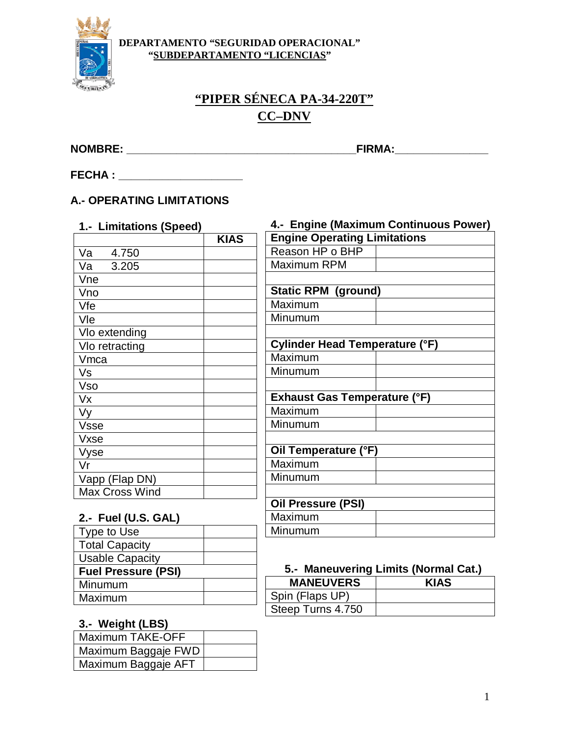**DEPARTAMENTO "SEGURIDAD OPERACIONAL"**
**"SUBDEPARTAMENTO "LICENCIAS"**

# "PIPER SÉNECA PA-34-220T"
# CC–DNV

**NOMBRE:** ______________________________________**FIRMA:**_______________

**FECHA :** ____________________

## A.- OPERATING LIMITATIONS

### 1.- Limitations (Speed)

| | KIAS |
|---|---|
| Va 4.750 | |
| Va 3.205 | |
| Vne | |
| Vno | |
| Vfe | |
| Vle | |
| Vlo extending | |
| Vlo retracting | |
| Vmca | |
| Vs | |
| Vso | |
| Vx | |
| Vy | |
| Vsse | |
| Vxse | |
| Vyse | |
| Vr | |
| Vapp (Flap DN) | |
| Max Cross Wind | |

### 2.- Fuel (U.S. GAL)

| | |
|---|---|
| Type to Use | |
| Total Capacity | |
| Usable Capacity | |
| **Fuel Pressure (PSI)** | |
| Minumum | |
| Maximum | |

### 3.- Weight (LBS)

| | |
|---|---|
| Maximum TAKE-OFF | |
| Maximum Baggaje FWD | |
| Maximum Baggaje AFT | |

### 4.- Engine (Maximum Continuous Power)

| **Engine Operating Limitations** | |
|---|---|
| Reason HP o BHP | |
| Maximum RPM | |
| | |
| **Static RPM (ground)** | |
| Maximum | |
| Minumum | |
| | |
| **Cylinder Head Temperature (°F)** | |
| Maximum | |
| Minumum | |
| | |
| **Exhaust Gas Temperature (°F)** | |
| Maximum | |
| Minumum | |
| | |
| **Oil Temperature (°F)** | |
| Maximum | |
| Minumum | |
| | |
| **Oil Pressure (PSI)** | |
| Maximum | |
| Minumum | |

### 5.- Maneuvering Limits (Normal Cat.)

| MANEUVERS | KIAS |
|---|---|
| Spin (Flaps UP) | |
| Steep Turns 4.750 | |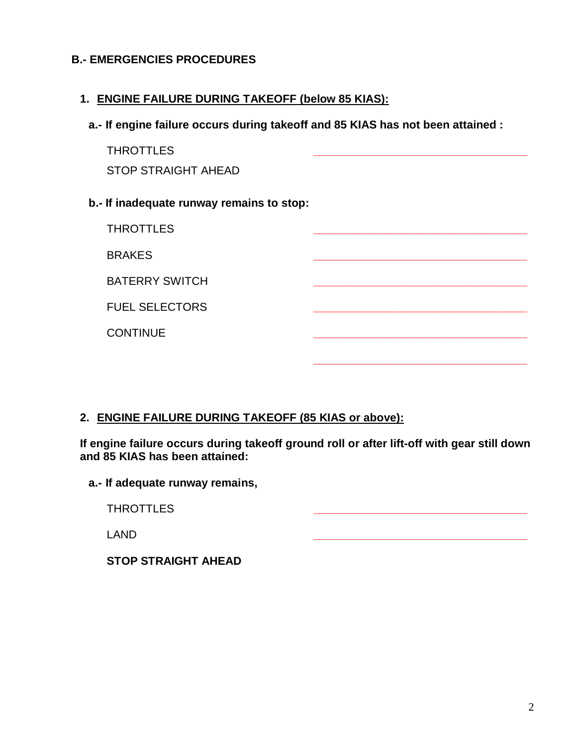## B.- EMERGENCIES PROCEDURES

### 1. ENGINE FAILURE DURING TAKEOFF (below 85 KIAS):

**a.- If engine failure occurs during takeoff and 85 KIAS has not been attained :**

THROTTLES ____________________

STOP STRAIGHT AHEAD

**b.- If inadequate runway remains to stop:**

THROTTLES ____________________

BRAKES ____________________

BATERRY SWITCH ____________________

FUEL SELECTORS ____________________

CONTINUE ____________________

____________________

### 2. ENGINE FAILURE DURING TAKEOFF (85 KIAS or above):

**If engine failure occurs during takeoff ground roll or after lift-off with gear still down and 85 KIAS has been attained:**

**a.- If adequate runway remains,**

THROTTLES ____________________

LAND ____________________

**STOP STRAIGHT AHEAD**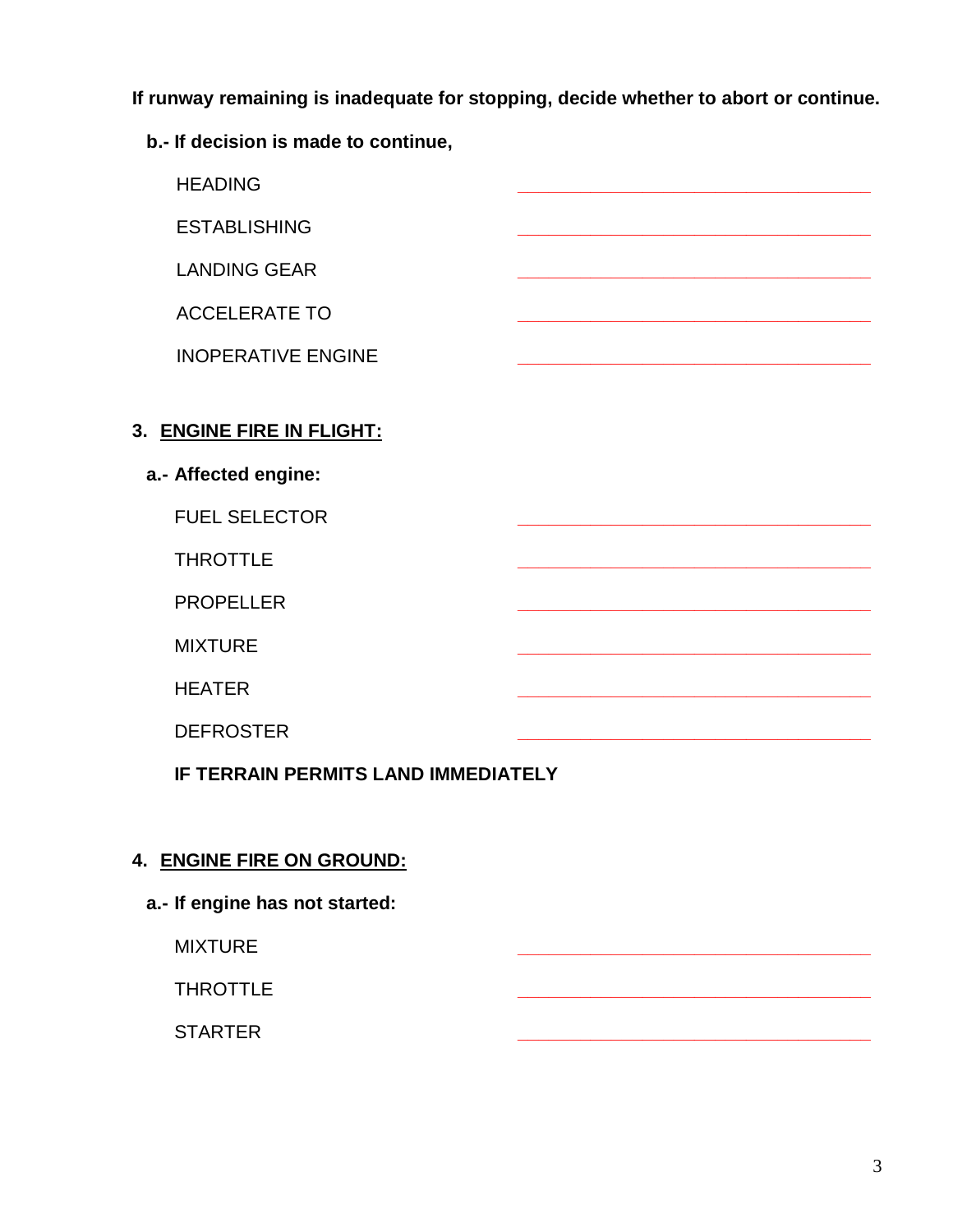**If runway remaining is inadequate for stopping, decide whether to abort or continue.**

**b.- If decision is made to continue,**

| | |
|---|---|
| HEADING | ______________________________ |
| ESTABLISHING | ______________________________ |
| LANDING GEAR | ______________________________ |
| ACCELERATE TO | ______________________________ |
| INOPERATIVE ENGINE | ______________________________ |

## 3. ENGINE FIRE IN FLIGHT:

**a.- Affected engine:**

| | |
|---|---|
| FUEL SELECTOR | ______________________________ |
| THROTTLE | ______________________________ |
| PROPELLER | ______________________________ |
| MIXTURE | ______________________________ |
| HEATER | ______________________________ |
| DEFROSTER | ______________________________ |

**IF TERRAIN PERMITS LAND IMMEDIATELY**

## 4. ENGINE FIRE ON GROUND:

**a.- If engine has not started:**

| | |
|---|---|
| MIXTURE | ______________________________ |
| THROTTLE | ______________________________ |
| STARTER | ______________________________ |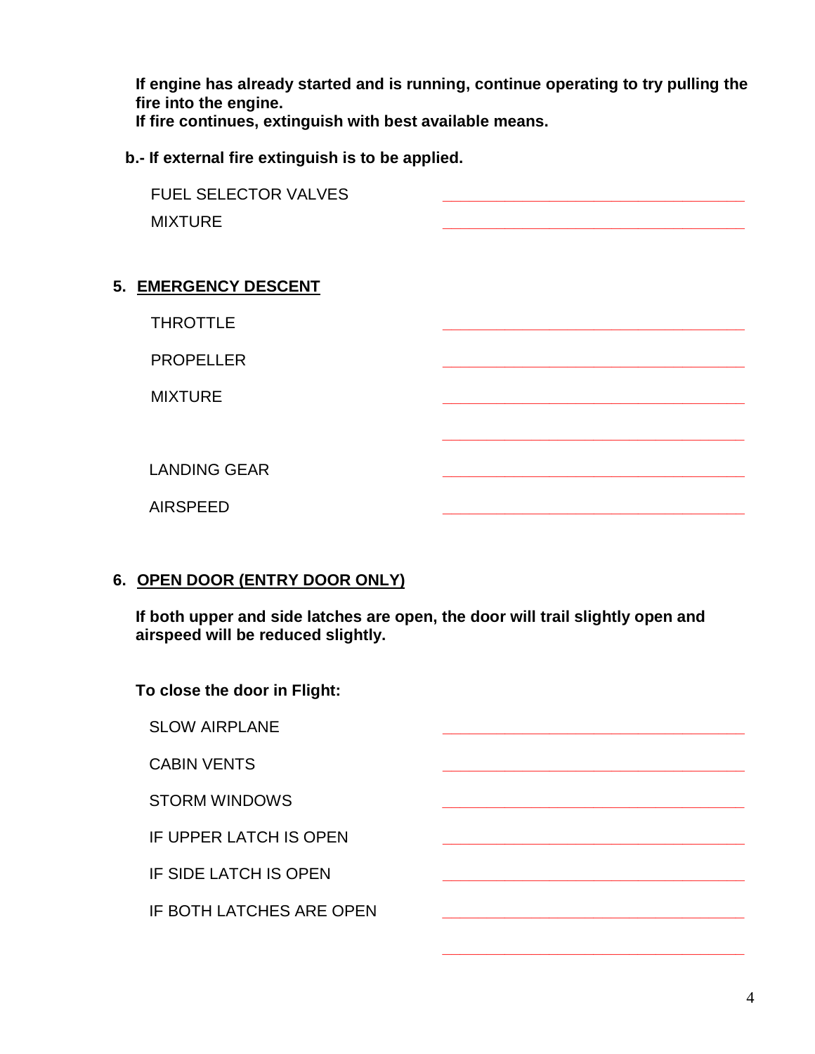**If engine has already started and is running, continue operating to try pulling the fire into the engine.**
**If fire continues, extinguish with best available means.**

**b.- If external fire extinguish is to be applied.**

FUEL SELECTOR VALVES ________________________________

MIXTURE ________________________________

## 5. EMERGENCY DESCENT

THROTTLE ________________________________

PROPELLER ________________________________

MIXTURE ________________________________

________________________________

LANDING GEAR ________________________________

AIRSPEED ________________________________

## 6. OPEN DOOR (ENTRY DOOR ONLY)

**If both upper and side latches are open, the door will trail slightly open and airspeed will be reduced slightly.**

**To close the door in Flight:**

SLOW AIRPLANE ________________________________

CABIN VENTS ________________________________

STORM WINDOWS ________________________________

IF UPPER LATCH IS OPEN ________________________________

IF SIDE LATCH IS OPEN ________________________________

IF BOTH LATCHES ARE OPEN ________________________________

________________________________